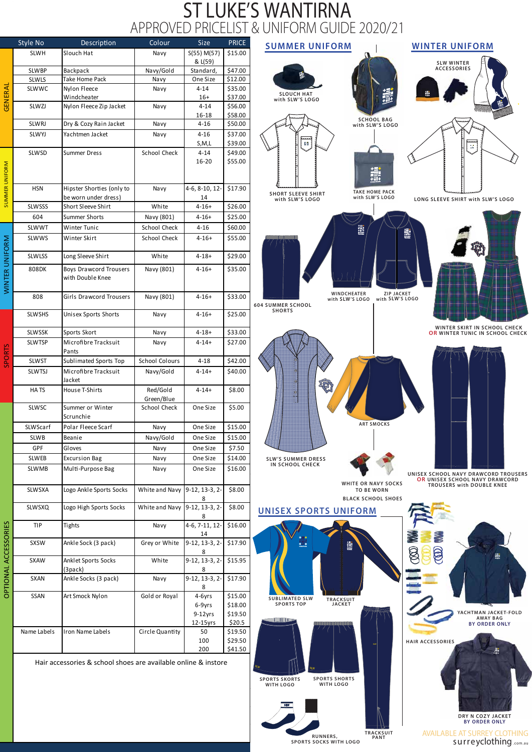# ST LUKE'S WANTIRNA

## APPROVED PRICELIST & UNIFORM GUIDE 2020/21

| Category | Style No | Description | Colour | Size | PRICE |
|---|---|---|---|---|---|
| GENERAL | SLWH | Slouch Hat | Navy | S(55) M(57) & L(59) | $15.00 |
| | SLWBP | Backpack | Navy/Gold | Standard, | $47.00 |
| | SLWLS | Take Home Pack | Navy | One Size | $12.00 |
| | SLWWC | Nylon Fleece Windcheater | Navy | 4-14<br>16+ | $35.00<br>$37.00 |
| | SLWZJ | Nylon Fleece Zip Jacket | Navy | 4-14<br>16-18 | $56.00<br>$58.00 |
| | SLWRJ | Dry & Cozy Rain Jacket | Navy | 4-16 | $50.00 |
| | SLWYJ | Yachtmen Jacket | Navy | 4-16<br>S,M,L | $37.00<br>$39.00 |
| SUMMER UNIFORM | SLWSD | Summer Dress | School Check | 4-14<br>16-20 | $49.00<br>$55.00 |
| | HSN | Hipster Shorties (only to be worn under dress) | Navy | 4-6, 8-10, 12-14 | $17.90 |
| | SLWSSS | Short Sleeve Shirt | White | 4-16+ | $26.00 |
| | 604 | Summer Shorts | Navy (801) | 4-16+ | $25.00 |
| WINTER UNIFORM | SLWWT | Winter Tunic | School Check | 4-16 | $60.00 |
| | SLWWS | Winter Skirt | School Check | 4-16+ | $55.00 |
| | SLWLSS | Long Sleeve Shirt | White | 4-18+ | $29.00 |
| | 808DK | Boys Drawcord Trousers with Double Knee | Navy (801) | 4-16+ | $35.00 |
| | 808 | Girls Drawcord Trousers | Navy (801) | 4-16+ | $33.00 |
| SPORTS | SLWSHS | Unisex Sports Shorts | Navy | 4-16+ | $25.00 |
| | SLWSSK | Sports Skort | Navy | 4-18+ | $33.00 |
| | SLWTSP | Microfibre Tracksuit Pants | Navy | 4-14+ | $27.00 |
| | SLWST | Sublimated Sports Top | School Colours | 4-18 | $42.00 |
| | SLWTSJ | Microfibre Tracksuit Jacket | Navy/Gold | 4-14+ | $40.00 |
| | HA TS | House T-Shirts | Red/Gold<br>Green/Blue | 4-14+ | $8.00 |
| OPTIONAL ACCESSORIES | SLWSC | Summer or Winter Scrunchie | School Check | One Size | $5.00 |
| | SLWScarf | Polar Fleece Scarf | Navy | One Size | $15.00 |
| | SLWB | Beanie | Navy/Gold | One Size | $15.00 |
| | GPF | Gloves | Navy | One Size | $7.50 |
| | SLWEB | Excursion Bag | Navy | One Size | $14.00 |
| | SLWMB | Multi-Purpose Bag | Navy | One Size | $16.00 |
| | SLWSXA | Logo Ankle Sports Socks | White and Navy | 9-12, 13-3, 2-8 | $8.00 |
| | SLWSXQ | Logo High Sports Socks | White and Navy | 9-12, 13-3, 2-8 | $8.00 |
| | TIP | Tights | Navy | 4-6, 7-11, 12-14 | $16.00 |
| | SXSW | Ankle Sock (3 pack) | Grey or White | 9-12, 13-3, 2-8 | $17.90 |
| | SXAW | Anklet Sports Socks (3pack) | White | 9-12, 13-3, 2-8 | $15.95 |
| | SXAN | Ankle Socks (3 pack) | Navy | 9-12, 13-3, 2-8 | $17.90 |
| | SSAN | Art Smock Nylon | Gold or Royal | 4-6yrs<br>6-9yrs<br>9-12yrs<br>12-15yrs | $15.00<br>$18.00<br>$19.50<br>$20.5 |
| | Name Labels | Iron Name Labels | Circle Quantity | 50<br>100<br>200 | $19.50<br>$29.50<br>$41.50 |

Hair accessories & school shoes are available online & instore

## SUMMER UNIFORM

SLOUCH HAT with SLW'S LOGO

SCHOOL BAG with SLW'S LOGO

SHORT SLEEVE SHIRT with SLW'S LOGO

TAKE HOME PACK with SLW'S LOGO

604 SUMMER SCHOOL SHORTS

WINDCHEATER with SLW'S LOGO

ZIP JACKET with SLW'S LOGO

SLW'S SUMMER DRESS IN SCHOOL CHECK

ART SMOCKS

WHITE OR NAVY SOCKS TO BE WORN

BLACK SCHOOL SHOES

## WINTER UNIFORM

SLW WINTER ACCESSORIES

LONG SLEEVE SHIRT with SLW'S LOGO

WINTER SKIRT IN SCHOOL CHECK OR WINTER TUNIC IN SCHOOL CHECK

UNISEX SCHOOL NAVY DRAWCORD TROUSERS OR UNISEX SCHOOL NAVY DRAWCORD TROUSERS with DOUBLE KNEE

## UNISEX SPORTS UNIFORM

SUBLIMATED SLW SPORTS TOP

TRACKSUIT JACKET

SPORTS SKORTS WITH LOGO

SPORTS SHORTS WITH LOGO

TRACKSUIT PANT

RUNNERS, SPORTS SOCKS WITH LOGO

HAIR ACCESSORIES

YACHTMAN JACKET-FOLD AWAY BAG BY ORDER ONLY

DRY N COZY JACKET BY ORDER ONLY

AVAILABLE AT SURREY CLOTHING

surreyclothing.com.au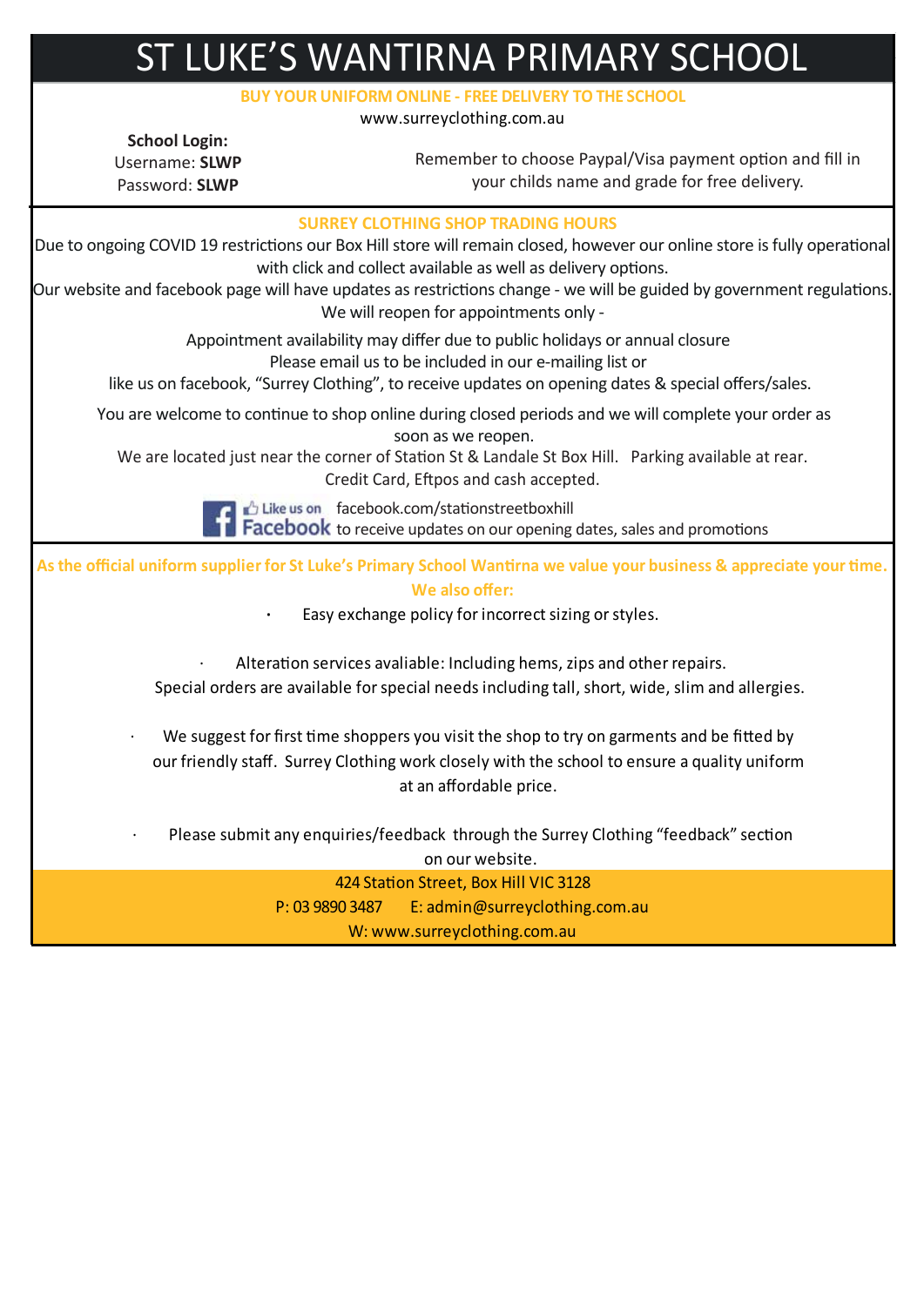# ST LUKE'S WANTIRNA PRIMARY SCHOOL

**BUY YOUR UNIFORM ONLINE - FREE DELIVERY TO THE SCHOOL**

www.surreyclothing.com.au

**School Login:**
Username: **SLWP**
Password: **SLWP**

Remember to choose Paypal/Visa payment option and fill in your childs name and grade for free delivery.

**SURREY CLOTHING SHOP TRADING HOURS**

Due to ongoing COVID 19 restrictions our Box Hill store will remain closed, however our online store is fully operational with click and collect available as well as delivery options.

Our website and facebook page will have updates as restrictions change - we will be guided by government regulations.

We will reopen for appointments only -

Appointment availability may differ due to public holidays or annual closure

Please email us to be included in our e-mailing list or like us on facebook, "Surrey Clothing", to receive updates on opening dates & special offers/sales.

You are welcome to continue to shop online during closed periods and we will complete your order as soon as we reopen.

We are located just near the corner of Station St & Landale St Box Hill. Parking available at rear.

Credit Card, Eftpos and cash accepted.

Like us on Facebook facebook.com/stationstreetboxhill to receive updates on our opening dates, sales and promotions

**As the official uniform supplier for St Luke's Primary School Wantirna we value your business & appreciate your time.**

**We also offer:**

- Easy exchange policy for incorrect sizing or styles.
- Alteration services avaliable: Including hems, zips and other repairs.
  Special orders are available for special needs including tall, short, wide, slim and allergies.
- We suggest for first time shoppers you visit the shop to try on garments and be fitted by our friendly staff. Surrey Clothing work closely with the school to ensure a quality uniform at an affordable price.
- Please submit any enquiries/feedback through the Surrey Clothing "feedback" section on our website.

424 Station Street, Box Hill VIC 3128

P: 03 9890 3487 E: admin@surreyclothing.com.au

W: www.surreyclothing.com.au